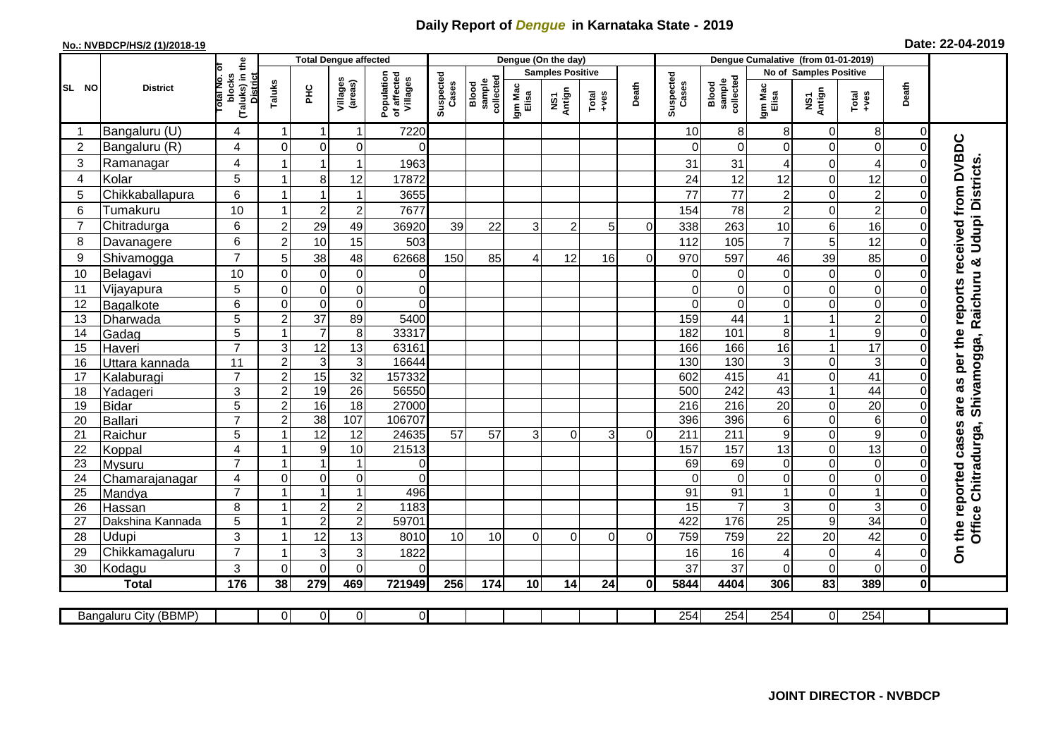# Daily Report of *Dengue* in Karnataka State - 2019

**No.: NVBDCP/HS/2 (1)/2018-19**

**Date: 22-04-2019**

| SL NO | District | Total No. of blocks (Taluks) in the District | Total Dengue affected | | | | Dengue (On the day) | | | | | | | Dengue Cumalative (from 01-01-2019) | | | | | | | |
|---|---|---|---|---|---|---|---|---|---|---|---|---|---|---|---|---|---|---|---|---|
| | | | Taluks | PHC | Villages (areas) | Population of affected Villages | Suspected Cases | Blood sample collected | Samples Positive | | | Death | Suspected Cases | Blood sample collected | No of Samples Positive | | | Death | |
| | | | | | | | | | Igm Mac Elisa | NS1 Antign | Total +ves | | | | Igm Mac Elisa | NS1 Antign | Total +ves | | |
| 1 | Bangaluru (U) | 4 | 1 | 1 | 1 | 7220 | | | | | | | 10 | 8 | 8 | 0 | 8 | 0 | On the reported cases are as per the reports received from DVBDC Office Chitradurga, Shivamogga, Raichuru & Udupi Districts. |
| 2 | Bangaluru (R) | 4 | 0 | 0 | 0 | 0 | | | | | | | 0 | 0 | 0 | 0 | 0 | 0 | |
| 3 | Ramanagar | 4 | 1 | 1 | 1 | 1963 | | | | | | | 31 | 31 | 4 | 0 | 4 | 0 | |
| 4 | Kolar | 5 | 1 | 8 | 12 | 17872 | | | | | | | 24 | 12 | 12 | 0 | 12 | 0 | |
| 5 | Chikkaballapura | 6 | 1 | 1 | 1 | 3655 | | | | | | | 77 | 77 | 2 | 0 | 2 | 0 | |
| 6 | Tumakuru | 10 | 1 | 2 | 2 | 7677 | | | | | | | 154 | 78 | 2 | 0 | 2 | 0 | |
| 7 | Chitradurga | 6 | 2 | 29 | 49 | 36920 | 39 | 22 | 3 | 2 | 5 | 0 | 338 | 263 | 10 | 6 | 16 | 0 | |
| 8 | Davanagere | 6 | 2 | 10 | 15 | 503 | | | | | | | 112 | 105 | 7 | 5 | 12 | 0 | |
| 9 | Shivamogga | 7 | 5 | 38 | 48 | 62668 | 150 | 85 | 4 | 12 | 16 | 0 | 970 | 597 | 46 | 39 | 85 | 0 | |
| 10 | Belagavi | 10 | 0 | 0 | 0 | 0 | | | | | | | 0 | 0 | 0 | 0 | 0 | 0 | |
| 11 | Vijayapura | 5 | 0 | 0 | 0 | 0 | | | | | | | 0 | 0 | 0 | 0 | 0 | 0 | |
| 12 | Bagalkote | 6 | 0 | 0 | 0 | 0 | | | | | | | 0 | 0 | 0 | 0 | 0 | 0 | |
| 13 | Dharwada | 5 | 2 | 37 | 89 | 5400 | | | | | | | 159 | 44 | 1 | 1 | 2 | 0 | |
| 14 | Gadag | 5 | 1 | 7 | 8 | 33317 | | | | | | | 182 | 101 | 8 | 1 | 9 | 0 | |
| 15 | Haveri | 7 | 3 | 12 | 13 | 63161 | | | | | | | 166 | 166 | 16 | 1 | 17 | 0 | |
| 16 | Uttara kannada | 11 | 2 | 3 | 3 | 16644 | | | | | | | 130 | 130 | 3 | 0 | 3 | 0 | |
| 17 | Kalaburagi | 7 | 2 | 15 | 32 | 157332 | | | | | | | 602 | 415 | 41 | 0 | 41 | 0 | |
| 18 | Yadageri | 3 | 2 | 19 | 26 | 56550 | | | | | | | 500 | 242 | 43 | 1 | 44 | 0 | |
| 19 | Bidar | 5 | 2 | 16 | 18 | 27000 | | | | | | | 216 | 216 | 20 | 0 | 20 | 0 | |
| 20 | Ballari | 7 | 2 | 38 | 107 | 106707 | | | | | | | 396 | 396 | 6 | 0 | 6 | 0 | |
| 21 | Raichur | 5 | 1 | 12 | 12 | 24635 | 57 | 57 | 3 | 0 | 3 | 0 | 211 | 211 | 9 | 0 | 9 | 0 | |
| 22 | Koppal | 4 | 1 | 9 | 10 | 21513 | | | | | | | 157 | 157 | 13 | 0 | 13 | 0 | |
| 23 | Mysuru | 7 | 1 | 1 | 1 | 0 | | | | | | | 69 | 69 | 0 | 0 | 0 | 0 | |
| 24 | Chamarajanagar | 4 | 0 | 0 | 0 | 0 | | | | | | | 0 | 0 | 0 | 0 | 0 | 0 | |
| 25 | Mandya | 7 | 1 | 1 | 1 | 496 | | | | | | | 91 | 91 | 1 | 0 | 1 | 0 | |
| 26 | Hassan | 8 | 1 | 2 | 2 | 1183 | | | | | | | 15 | 7 | 3 | 0 | 3 | 0 | |
| 27 | Dakshina Kannada | 5 | 1 | 2 | 2 | 59701 | | | | | | | 422 | 176 | 25 | 9 | 34 | 0 | |
| 28 | Udupi | 3 | 1 | 12 | 13 | 8010 | 10 | 10 | 0 | 0 | 0 | 0 | 759 | 759 | 22 | 20 | 42 | 0 | |
| 29 | Chikkamagaluru | 7 | 1 | 3 | 3 | 1822 | | | | | | | 16 | 16 | 4 | 0 | 4 | 0 | |
| 30 | Kodagu | 3 | 0 | 0 | 0 | 0 | | | | | | | 37 | 37 | 0 | 0 | 0 | 0 | |
| | **Total** | **176** | **38** | **279** | **469** | **721949** | **256** | **174** | **10** | **14** | **24** | **0** | **5844** | **4404** | **306** | **83** | **389** | **0** | |

| Bangaluru City (BBMP) | | 0 | 0 | 0 | 0 | | | | | | | 254 | 254 | 254 | 0 | 254 | | |
|---|---|---|---|---|---|---|---|---|---|---|---|---|---|---|---|---|---|---|

**JOINT DIRECTOR - NVBDCP**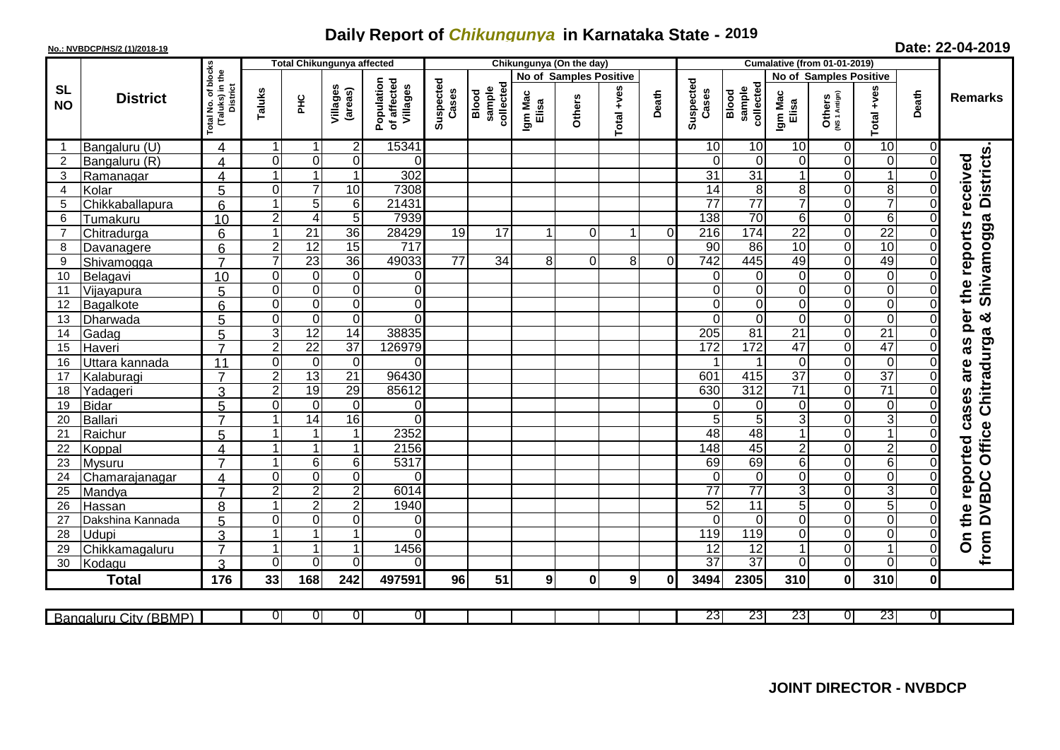# Daily Report of *Chikungunya* in Karnataka State - 2019

**No.: NVBDCP/HS/2 (1)/2018-19**

**Date: 22-04-2019**

| SL NO | District | Total No. of blocks (Taluks) in the District | Total Chikungunya affected | | | | Chikungunya (On the day) | | | | | | Cumalative (from 01-01-2019) | | | | | | Remarks |
|---|---|---|---|---|---|---|---|---|---|---|---|---|---|---|---|---|---|---|---|
| | | | Taluks | PHC | Villages (areas) | Population of affected Villages | Suspected Cases | Blood sample collected | No of Samples Positive | | | Death | Suspected Cases | Blood sample collected | No of Samples Positive | | | Death | |
| | | | | | | | | | Igm Mac Elisa | Others | Total +ves | | | | Igm Mac Elisa | Others (NS 1 Antign) | Total +ves | | |
| 1 | Bangaluru (U) | 4 | 1 | 1 | 2 | 15341 | | | | | | | 10 | 10 | 10 | 0 | 10 | 0 | On the reported cases are as per the reports received from DVBDC Office Chitradurga & Shivamogga Districts. |
| 2 | Bangaluru (R) | 4 | 0 | 0 | 0 | 0 | | | | | | | 0 | 0 | 0 | 0 | 0 | 0 | |
| 3 | Ramanagar | 4 | 1 | 1 | 1 | 302 | | | | | | | 31 | 31 | 1 | 0 | 1 | 0 | |
| 4 | Kolar | 5 | 0 | 7 | 10 | 7308 | | | | | | | 14 | 8 | 8 | 0 | 8 | 0 | |
| 5 | Chikkaballapura | 6 | 1 | 5 | 6 | 21431 | | | | | | | 77 | 77 | 7 | 0 | 7 | 0 | |
| 6 | Tumakuru | 10 | 2 | 4 | 5 | 7939 | | | | | | | 138 | 70 | 6 | 0 | 6 | 0 | |
| 7 | Chitradurga | 6 | 1 | 21 | 36 | 28429 | 19 | 17 | 1 | 0 | 1 | 0 | 216 | 174 | 22 | 0 | 22 | 0 | |
| 8 | Davanagere | 6 | 2 | 12 | 15 | 717 | | | | | | | 90 | 86 | 10 | 0 | 10 | 0 | |
| 9 | Shivamogga | 7 | 7 | 23 | 36 | 49033 | 77 | 34 | 8 | 0 | 8 | 0 | 742 | 445 | 49 | 0 | 49 | 0 | |
| 10 | Belagavi | 10 | 0 | 0 | 0 | 0 | | | | | | | 0 | 0 | 0 | 0 | 0 | 0 | |
| 11 | Vijayapura | 5 | 0 | 0 | 0 | 0 | | | | | | | 0 | 0 | 0 | 0 | 0 | 0 | |
| 12 | Bagalkote | 6 | 0 | 0 | 0 | 0 | | | | | | | 0 | 0 | 0 | 0 | 0 | 0 | |
| 13 | Dharwada | 5 | 0 | 0 | 0 | 0 | | | | | | | 0 | 0 | 0 | 0 | 0 | 0 | |
| 14 | Gadag | 5 | 3 | 12 | 14 | 38835 | | | | | | | 205 | 81 | 21 | 0 | 21 | 0 | |
| 15 | Haveri | 7 | 2 | 22 | 37 | 126979 | | | | | | | 172 | 172 | 47 | 0 | 47 | 0 | |
| 16 | Uttara kannada | 11 | 0 | 0 | 0 | 0 | | | | | | | 1 | 1 | 0 | 0 | 0 | 0 | |
| 17 | Kalaburagi | 7 | 2 | 13 | 21 | 96430 | | | | | | | 601 | 415 | 37 | 0 | 37 | 0 | |
| 18 | Yadageri | 3 | 2 | 19 | 29 | 85612 | | | | | | | 630 | 312 | 71 | 0 | 71 | 0 | |
| 19 | Bidar | 5 | 0 | 0 | 0 | 0 | | | | | | | 0 | 0 | 0 | 0 | 0 | 0 | |
| 20 | Ballari | 7 | 1 | 14 | 16 | 0 | | | | | | | 5 | 5 | 3 | 0 | 3 | 0 | |
| 21 | Raichur | 5 | 1 | 1 | 1 | 2352 | | | | | | | 48 | 48 | 1 | 0 | 1 | 0 | |
| 22 | Koppal | 4 | 1 | 1 | 1 | 2156 | | | | | | | 148 | 45 | 2 | 0 | 2 | 0 | |
| 23 | Mysuru | 7 | 1 | 6 | 6 | 5317 | | | | | | | 69 | 69 | 6 | 0 | 6 | 0 | |
| 24 | Chamarajanagar | 4 | 0 | 0 | 0 | 0 | | | | | | | 0 | 0 | 0 | 0 | 0 | 0 | |
| 25 | Mandya | 7 | 2 | 2 | 2 | 6014 | | | | | | | 77 | 77 | 3 | 0 | 3 | 0 | |
| 26 | Hassan | 8 | 1 | 2 | 2 | 1940 | | | | | | | 52 | 11 | 5 | 0 | 5 | 0 | |
| 27 | Dakshina Kannada | 5 | 0 | 0 | 0 | 0 | | | | | | | 0 | 0 | 0 | 0 | 0 | 0 | |
| 28 | Udupi | 3 | 1 | 1 | 1 | 0 | | | | | | | 119 | 119 | 0 | 0 | 0 | 0 | |
| 29 | Chikkamagaluru | 7 | 1 | 1 | 1 | 1456 | | | | | | | 12 | 12 | 1 | 0 | 1 | 0 | |
| 30 | Kodagu | 3 | 0 | 0 | 0 | 0 | | | | | | | 37 | 37 | 0 | 0 | 0 | 0 | |
| | **Total** | **176** | **33** | **168** | **242** | **497591** | **96** | **51** | **9** | **0** | **9** | **0** | **3494** | **2305** | **310** | **0** | **310** | **0** | |

| Bangaluru City (BBMP) | | 0 | 0 | 0 | 0 | | | | | | | 23 | 23 | 23 | 0 | 23 | 0 | |
|---|---|---|---|---|---|---|---|---|---|---|---|---|---|---|---|---|---|---|

**JOINT DIRECTOR - NVBDCP**